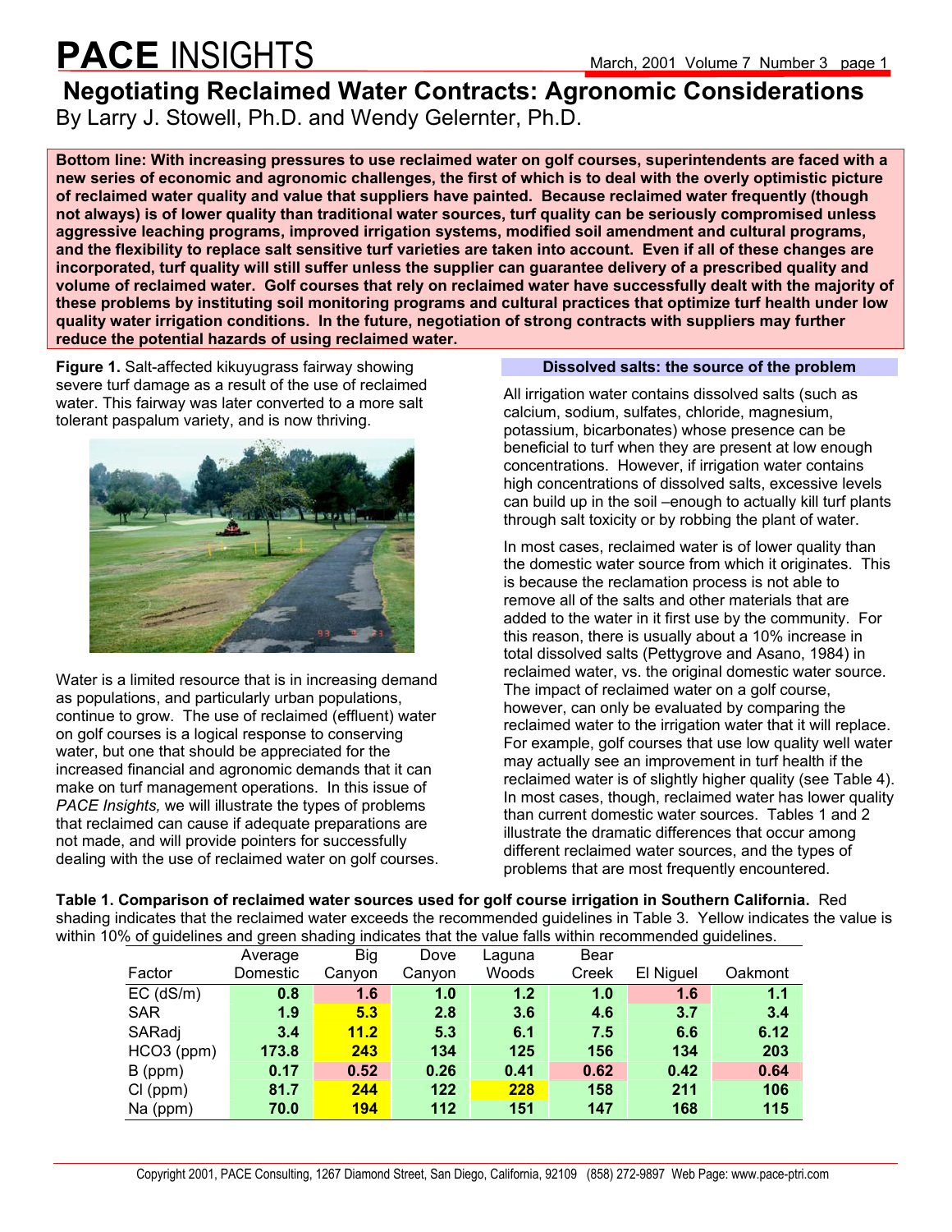# PACE INSIGHTS

## Negotiating Reclaimed Water Contracts: Agronomic Considerations

By Larry J. Stowell, Ph.D. and Wendy Gelernter, Ph.D.

**Bottom line: With increasing pressures to use reclaimed water on golf courses, superintendents are faced with a new series of economic and agronomic challenges, the first of which is to deal with the overly optimistic picture of reclaimed water quality and value that suppliers have painted. Because reclaimed water frequently (though not always) is of lower quality than traditional water sources, turf quality can be seriously compromised unless aggressive leaching programs, improved irrigation systems, modified soil amendment and cultural programs, and the flexibility to replace salt sensitive turf varieties are taken into account. Even if all of these changes are incorporated, turf quality will still suffer unless the supplier can guarantee delivery of a prescribed quality and volume of reclaimed water. Golf courses that rely on reclaimed water have successfully dealt with the majority of these problems by instituting soil monitoring programs and cultural practices that optimize turf health under low quality water irrigation conditions. In the future, negotiation of strong contracts with suppliers may further reduce the potential hazards of using reclaimed water.**

**Figure 1.** Salt-affected kikuyugrass fairway showing severe turf damage as a result of the use of reclaimed water. This fairway was later converted to a more salt tolerant paspalum variety, and is now thriving.

Water is a limited resource that is in increasing demand as populations, and particularly urban populations, continue to grow. The use of reclaimed (effluent) water on golf courses is a logical response to conserving water, but one that should be appreciated for the increased financial and agronomic demands that it can make on turf management operations. In this issue of *PACE Insights,* we will illustrate the types of problems that reclaimed can cause if adequate preparations are not made, and will provide pointers for successfully dealing with the use of reclaimed water on golf courses.

### Dissolved salts: the source of the problem

All irrigation water contains dissolved salts (such as calcium, sodium, sulfates, chloride, magnesium, potassium, bicarbonates) whose presence can be beneficial to turf when they are present at low enough concentrations. However, if irrigation water contains high concentrations of dissolved salts, excessive levels can build up in the soil –enough to actually kill turf plants through salt toxicity or by robbing the plant of water.

In most cases, reclaimed water is of lower quality than the domestic water source from which it originates. This is because the reclamation process is not able to remove all of the salts and other materials that are added to the water in it first use by the community. For this reason, there is usually about a 10% increase in total dissolved salts (Pettygrove and Asano, 1984) in reclaimed water, vs. the original domestic water source. The impact of reclaimed water on a golf course, however, can only be evaluated by comparing the reclaimed water to the irrigation water that it will replace. For example, golf courses that use low quality well water may actually see an improvement in turf health if the reclaimed water is of slightly higher quality (see Table 4). In most cases, though, reclaimed water has lower quality than current domestic water sources. Tables 1 and 2 illustrate the dramatic differences that occur among different reclaimed water sources, and the types of problems that are most frequently encountered.

**Table 1. Comparison of reclaimed water sources used for golf course irrigation in Southern California.** Red shading indicates that the reclaimed water exceeds the recommended guidelines in Table 3. Yellow indicates the value is within 10% of guidelines and green shading indicates that the value falls within recommended guidelines.

| Factor | Average Domestic | Big Canyon | Dove Canyon | Laguna Woods | Bear Creek | El Niguel | Oakmont |
|---|---|---|---|---|---|---|---|
| EC (dS/m) | 0.8 | 1.6 | 1.0 | 1.2 | 1.0 | 1.6 | 1.1 |
| SAR | 1.9 | 5.3 | 2.8 | 3.6 | 4.6 | 3.7 | 3.4 |
| SARadj | 3.4 | 11.2 | 5.3 | 6.1 | 7.5 | 6.6 | 6.12 |
| HCO3 (ppm) | 173.8 | 243 | 134 | 125 | 156 | 134 | 203 |
| B (ppm) | 0.17 | 0.52 | 0.26 | 0.41 | 0.62 | 0.42 | 0.64 |
| Cl (ppm) | 81.7 | 244 | 122 | 228 | 158 | 211 | 106 |
| Na (ppm) | 70.0 | 194 | 112 | 151 | 147 | 168 | 115 |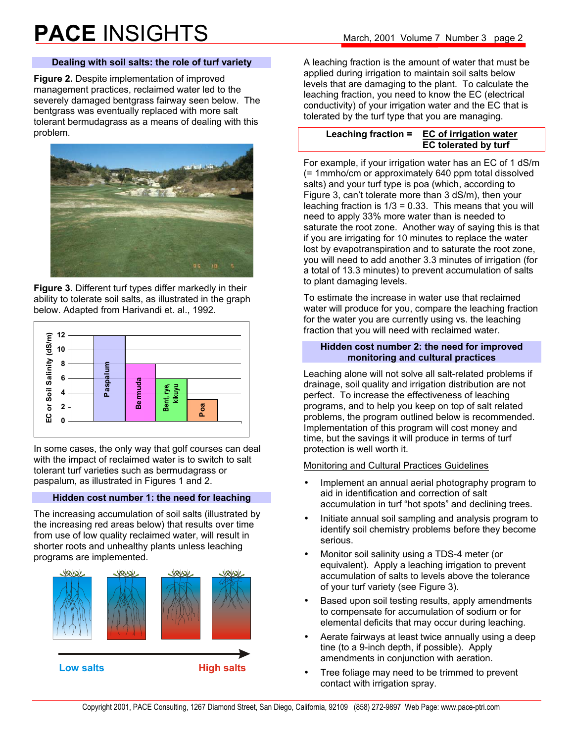## Dealing with soil salts: the role of turf variety

**Figure 2.** Despite implementation of improved management practices, reclaimed water led to the severely damaged bentgrass fairway seen below. The bentgrass was eventually replaced with more salt tolerant bermudagrass as a means of dealing with this problem.

**Figure 3.** Different turf types differ markedly in their ability to tolerate soil salts, as illustrated in the graph below. Adapted from Harivandi et. al., 1992.

In some cases, the only way that golf courses can deal with the impact of reclaimed water is to switch to salt tolerant turf varieties such as bermudagrass or paspalum, as illustrated in Figures 1 and 2.

## Hidden cost number 1: the need for leaching

The increasing accumulation of soil salts (illustrated by the increasing red areas below) that results over time from use of low quality reclaimed water, will result in shorter roots and unhealthy plants unless leaching programs are implemented.

Low salts → High salts

A leaching fraction is the amount of water that must be applied during irrigation to maintain soil salts below levels that are damaging to the plant. To calculate the leaching fraction, you need to know the EC (electrical conductivity) of your irrigation water and the EC that is tolerated by the turf type that you are managing.

$$\text{Leaching fraction} = \frac{\text{EC of irrigation water}}{\text{EC tolerated by turf}}$$

For example, if your irrigation water has an EC of 1 dS/m (= 1mmho/cm or approximately 640 ppm total dissolved salts) and your turf type is poa (which, according to Figure 3, can't tolerate more than 3 dS/m), then your leaching fraction is 1/3 = 0.33. This means that you will need to apply 33% more water than is needed to saturate the root zone. Another way of saying this is that if you are irrigating for 10 minutes to replace the water lost by evapotranspiration and to saturate the root zone, you will need to add another 3.3 minutes of irrigation (for a total of 13.3 minutes) to prevent accumulation of salts to plant damaging levels.

To estimate the increase in water use that reclaimed water will produce for you, compare the leaching fraction for the water you are currently using vs. the leaching fraction that you will need with reclaimed water.

## Hidden cost number 2: the need for improved monitoring and cultural practices

Leaching alone will not solve all salt-related problems if drainage, soil quality and irrigation distribution are not perfect. To increase the effectiveness of leaching programs, and to help you keep on top of salt related problems, the program outlined below is recommended. Implementation of this program will cost money and time, but the savings it will produce in terms of turf protection is well worth it.

Monitoring and Cultural Practices Guidelines

- Implement an annual aerial photography program to aid in identification and correction of salt accumulation in turf "hot spots" and declining trees.
- Initiate annual soil sampling and analysis program to identify soil chemistry problems before they become serious.
- Monitor soil salinity using a TDS-4 meter (or equivalent). Apply a leaching irrigation to prevent accumulation of salts to levels above the tolerance of your turf variety (see Figure 3).
- Based upon soil testing results, apply amendments to compensate for accumulation of sodium or for elemental deficits that may occur during leaching.
- Aerate fairways at least twice annually using a deep tine (to a 9-inch depth, if possible). Apply amendments in conjunction with aeration.
- Tree foliage may need to be trimmed to prevent contact with irrigation spray.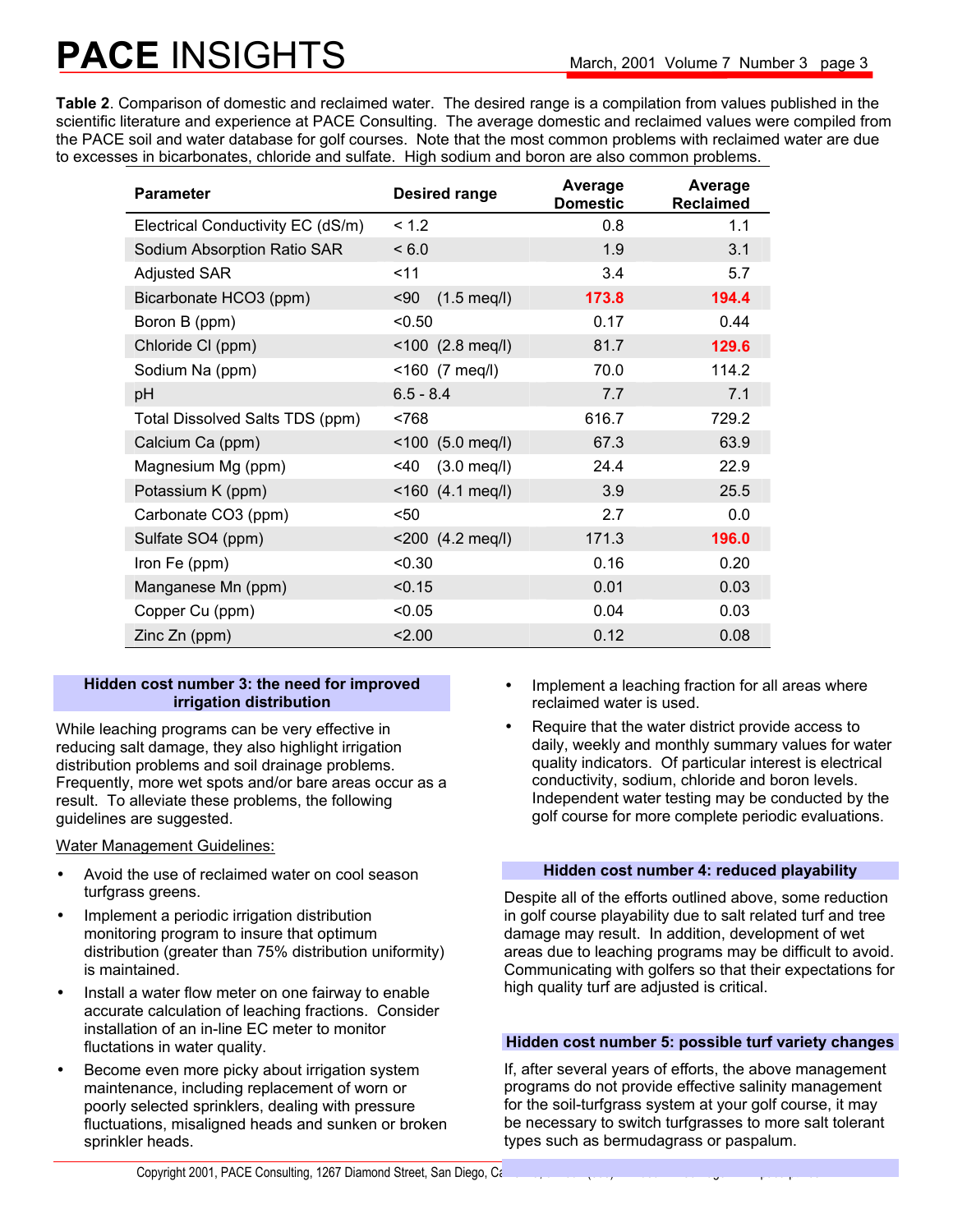**Table 2**. Comparison of domestic and reclaimed water. The desired range is a compilation from values published in the scientific literature and experience at PACE Consulting. The average domestic and reclaimed values were compiled from the PACE soil and water database for golf courses. Note that the most common problems with reclaimed water are due to excesses in bicarbonates, chloride and sulfate. High sodium and boron are also common problems.

| Parameter | Desired range | Average Domestic | Average Reclaimed |
|---|---|---|---|
| Electrical Conductivity EC (dS/m) | < 1.2 | 0.8 | 1.1 |
| Sodium Absorption Ratio SAR | < 6.0 | 1.9 | 3.1 |
| Adjusted SAR | <11 | 3.4 | 5.7 |
| Bicarbonate HCO3 (ppm) | <90 (1.5 meq/l) | **173.8** | **194.4** |
| Boron B (ppm) | <0.50 | 0.17 | 0.44 |
| Chloride Cl (ppm) | <100 (2.8 meq/l) | 81.7 | **129.6** |
| Sodium Na (ppm) | <160 (7 meq/l) | 70.0 | 114.2 |
| pH | 6.5 - 8.4 | 7.7 | 7.1 |
| Total Dissolved Salts TDS (ppm) | <768 | 616.7 | 729.2 |
| Calcium Ca (ppm) | <100 (5.0 meq/l) | 67.3 | 63.9 |
| Magnesium Mg (ppm) | <40 (3.0 meq/l) | 24.4 | 22.9 |
| Potassium K (ppm) | <160 (4.1 meq/l) | 3.9 | 25.5 |
| Carbonate CO3 (ppm) | <50 | 2.7 | 0.0 |
| Sulfate SO4 (ppm) | <200 (4.2 meq/l) | 171.3 | **196.0** |
| Iron Fe (ppm) | <0.30 | 0.16 | 0.20 |
| Manganese Mn (ppm) | <0.15 | 0.01 | 0.03 |
| Copper Cu (ppm) | <0.05 | 0.04 | 0.03 |
| Zinc Zn (ppm) | <2.00 | 0.12 | 0.08 |

## Hidden cost number 3: the need for improved irrigation distribution

While leaching programs can be very effective in reducing salt damage, they also highlight irrigation distribution problems and soil drainage problems. Frequently, more wet spots and/or bare areas occur as a result. To alleviate these problems, the following guidelines are suggested.

Water Management Guidelines:

- Avoid the use of reclaimed water on cool season turfgrass greens.
- Implement a periodic irrigation distribution monitoring program to insure that optimum distribution (greater than 75% distribution uniformity) is maintained.
- Install a water flow meter on one fairway to enable accurate calculation of leaching fractions. Consider installation of an in-line EC meter to monitor fluctuations in water quality.
- Become even more picky about irrigation system maintenance, including replacement of worn or poorly selected sprinklers, dealing with pressure fluctuations, misaligned heads and sunken or broken sprinkler heads.
- Implement a leaching fraction for all areas where reclaimed water is used.
- Require that the water district provide access to daily, weekly and monthly summary values for water quality indicators. Of particular interest is electrical conductivity, sodium, chloride and boron levels. Independent water testing may be conducted by the golf course for more complete periodic evaluations.

## Hidden cost number 4: reduced playability

Despite all of the efforts outlined above, some reduction in golf course playability due to salt related turf and tree damage may result. In addition, development of wet areas due to leaching programs may be difficult to avoid. Communicating with golfers so that their expectations for high quality turf are adjusted is critical.

## Hidden cost number 5: possible turf variety changes

If, after several years of efforts, the above management programs do not provide effective salinity management for the soil-turfgrass system at your golf course, it may be necessary to switch turfgrasses to more salt tolerant types such as bermudagrass or paspalum.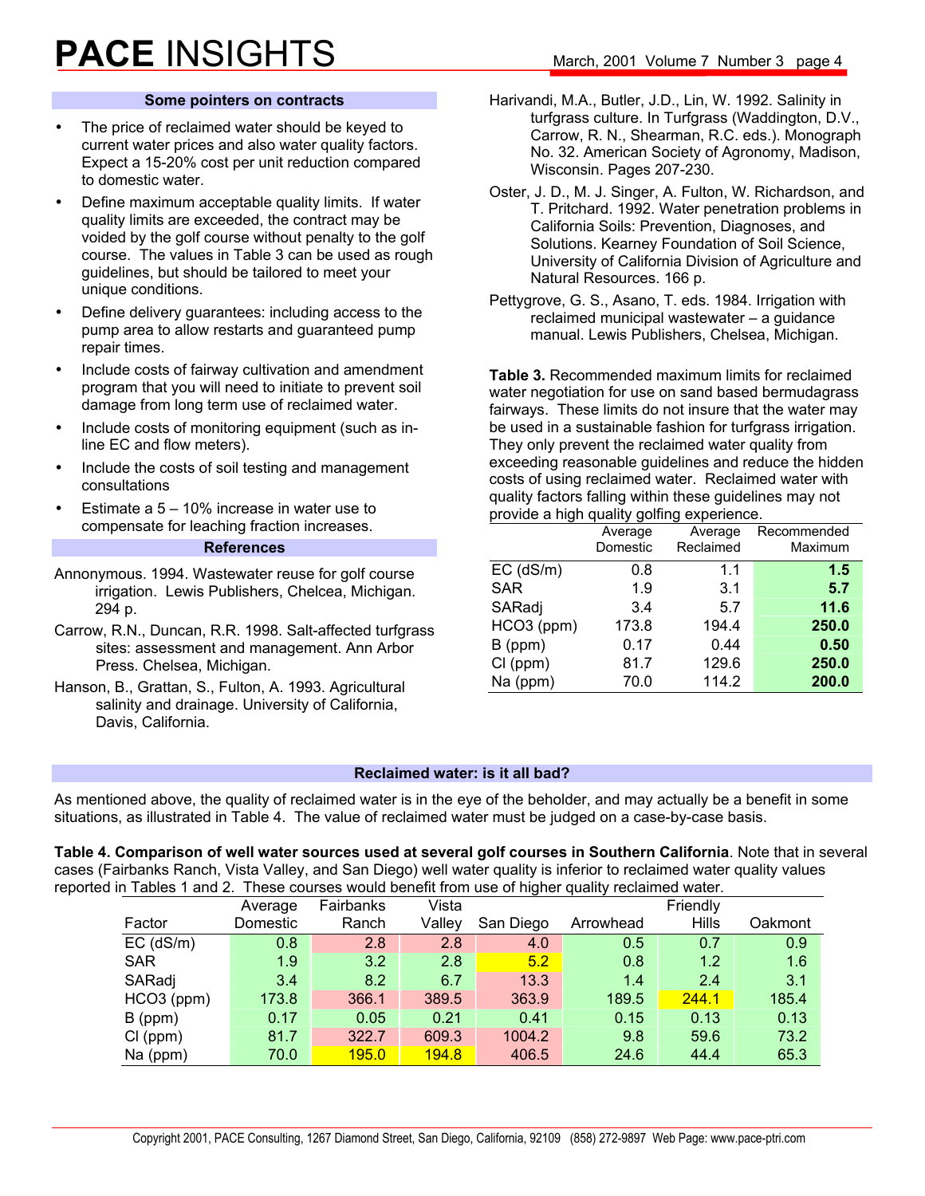### Some pointers on contracts

- The price of reclaimed water should be keyed to current water prices and also water quality factors. Expect a 15-20% cost per unit reduction compared to domestic water.
- Define maximum acceptable quality limits. If water quality limits are exceeded, the contract may be voided by the golf course without penalty to the golf course. The values in Table 3 can be used as rough guidelines, but should be tailored to meet your unique conditions.
- Define delivery guarantees: including access to the pump area to allow restarts and guaranteed pump repair times.
- Include costs of fairway cultivation and amendment program that you will need to initiate to prevent soil damage from long term use of reclaimed water.
- Include costs of monitoring equipment (such as in-line EC and flow meters).
- Include the costs of soil testing and management consultations
- Estimate a 5 – 10% increase in water use to compensate for leaching fraction increases.

### References

Annonymous. 1994. Wastewater reuse for golf course irrigation. Lewis Publishers, Chelcea, Michigan. 294 p.

Carrow, R.N., Duncan, R.R. 1998. Salt-affected turfgrass sites: assessment and management. Ann Arbor Press. Chelsea, Michigan.

Hanson, B., Grattan, S., Fulton, A. 1993. Agricultural salinity and drainage. University of California, Davis, California.

Harivandi, M.A., Butler, J.D., Lin, W. 1992. Salinity in turfgrass culture. In Turfgrass (Waddington, D.V., Carrow, R. N., Shearman, R.C. eds.). Monograph No. 32. American Society of Agronomy, Madison, Wisconsin. Pages 207-230.

Oster, J. D., M. J. Singer, A. Fulton, W. Richardson, and T. Pritchard. 1992. Water penetration problems in California Soils: Prevention, Diagnoses, and Solutions. Kearney Foundation of Soil Science, University of California Division of Agriculture and Natural Resources. 166 p.

Pettygrove, G. S., Asano, T. eds. 1984. Irrigation with reclaimed municipal wastewater – a guidance manual. Lewis Publishers, Chelsea, Michigan.

**Table 3.** Recommended maximum limits for reclaimed water negotiation for use on sand based bermudagrass fairways. These limits do not insure that the water may be used in a sustainable fashion for turfgrass irrigation. They only prevent the reclaimed water quality from exceeding reasonable guidelines and reduce the hidden costs of using reclaimed water. Reclaimed water with quality factors falling within these guidelines may not provide a high quality golfing experience.

| | Average Domestic | Average Reclaimed | Recommended Maximum |
|---|---|---|---|
| EC (dS/m) | 0.8 | 1.1 | **1.5** |
| SAR | 1.9 | 3.1 | **5.7** |
| SARadj | 3.4 | 5.7 | **11.6** |
| HCO3 (ppm) | 173.8 | 194.4 | **250.0** |
| B (ppm) | 0.17 | 0.44 | **0.50** |
| Cl (ppm) | 81.7 | 129.6 | **250.0** |
| Na (ppm) | 70.0 | 114.2 | **200.0** |

### Reclaimed water: is it all bad?

As mentioned above, the quality of reclaimed water is in the eye of the beholder, and may actually be a benefit in some situations, as illustrated in Table 4. The value of reclaimed water must be judged on a case-by-case basis.

**Table 4. Comparison of well water sources used at several golf courses in Southern California**. Note that in several cases (Fairbanks Ranch, Vista Valley, and San Diego) well water quality is inferior to reclaimed water quality values reported in Tables 1 and 2. These courses would benefit from use of higher quality reclaimed water.

| Factor | Average Domestic | Fairbanks Ranch | Vista Valley | San Diego | Arrowhead | Friendly Hills | Oakmont |
|---|---|---|---|---|---|---|---|
| EC (dS/m) | 0.8 | 2.8 | 2.8 | 4.0 | 0.5 | 0.7 | 0.9 |
| SAR | 1.9 | 3.2 | 2.8 | 5.2 | 0.8 | 1.2 | 1.6 |
| SARadj | 3.4 | 8.2 | 6.7 | 13.3 | 1.4 | 2.4 | 3.1 |
| HCO3 (ppm) | 173.8 | 366.1 | 389.5 | 363.9 | 189.5 | 244.1 | 185.4 |
| B (ppm) | 0.17 | 0.05 | 0.21 | 0.41 | 0.15 | 0.13 | 0.13 |
| Cl (ppm) | 81.7 | 322.7 | 609.3 | 1004.2 | 9.8 | 59.6 | 73.2 |
| Na (ppm) | 70.0 | 195.0 | 194.8 | 406.5 | 24.6 | 44.4 | 65.3 |

Copyright 2001, PACE Consulting, 1267 Diamond Street, San Diego, California, 92109 (858) 272-9897 Web Page: www.pace-ptri.com